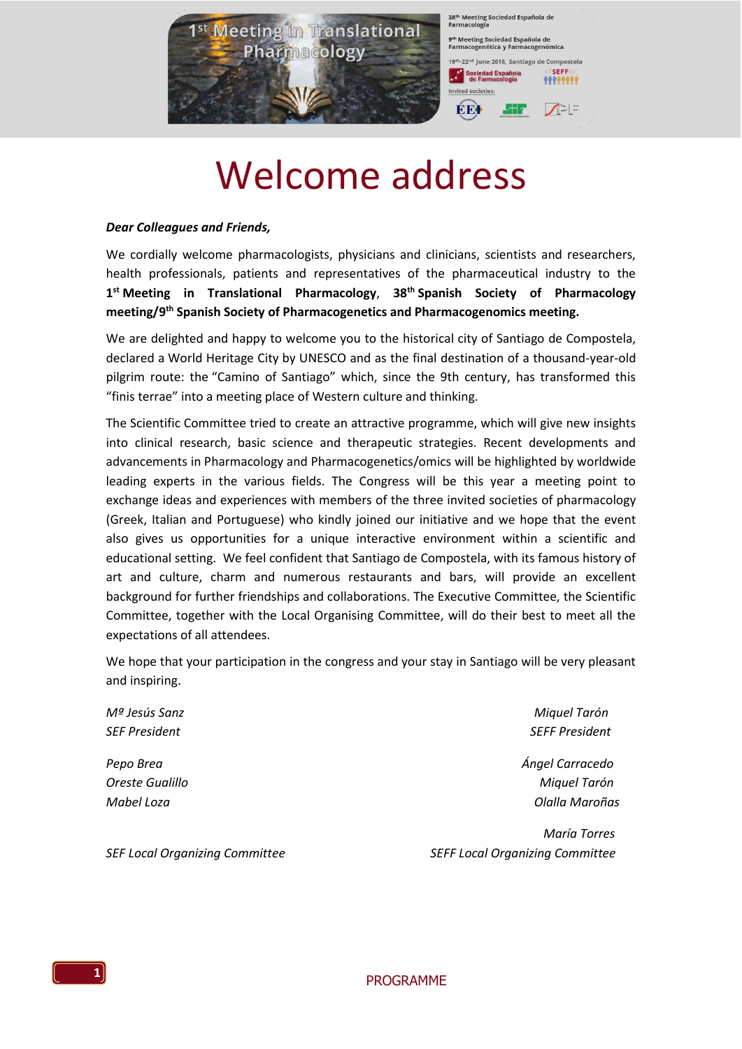# Welcome address

***Dear Colleagues and Friends,***

We cordially welcome pharmacologists, physicians and clinicians, scientists and researchers, health professionals, patients and representatives of the pharmaceutical industry to the **1st Meeting in Translational Pharmacology**, **38th Spanish Society of Pharmacology meeting/9th Spanish Society of Pharmacogenetics and Pharmacogenomics meeting.**

We are delighted and happy to welcome you to the historical city of Santiago de Compostela, declared a World Heritage City by UNESCO and as the final destination of a thousand-year-old pilgrim route: the "Camino of Santiago" which, since the 9th century, has transformed this "finis terrae" into a meeting place of Western culture and thinking.

The Scientific Committee tried to create an attractive programme, which will give new insights into clinical research, basic science and therapeutic strategies. Recent developments and advancements in Pharmacology and Pharmacogenetics/omics will be highlighted by worldwide leading experts in the various fields. The Congress will be this year a meeting point to exchange ideas and experiences with members of the three invited societies of pharmacology (Greek, Italian and Portuguese) who kindly joined our initiative and we hope that the event also gives us opportunities for a unique interactive environment within a scientific and educational setting. We feel confident that Santiago de Compostela, with its famous history of art and culture, charm and numerous restaurants and bars, will provide an excellent background for further friendships and collaborations. The Executive Committee, the Scientific Committee, together with the Local Organising Committee, will do their best to meet all the expectations of all attendees.

We hope that your participation in the congress and your stay in Santiago will be very pleasant and inspiring.

*Mª Jesús Sanz*
*SEF President*

*Miquel Tarón*
*SEFF President*

*Pepo Brea*
*Oreste Gualillo*
*Mabel Loza*

*SEF Local Organizing Committee*

*Ángel Carracedo*
*Miquel Tarón*
*Olalla Maroñas*
*María Torres*

*SEFF Local Organizing Committee*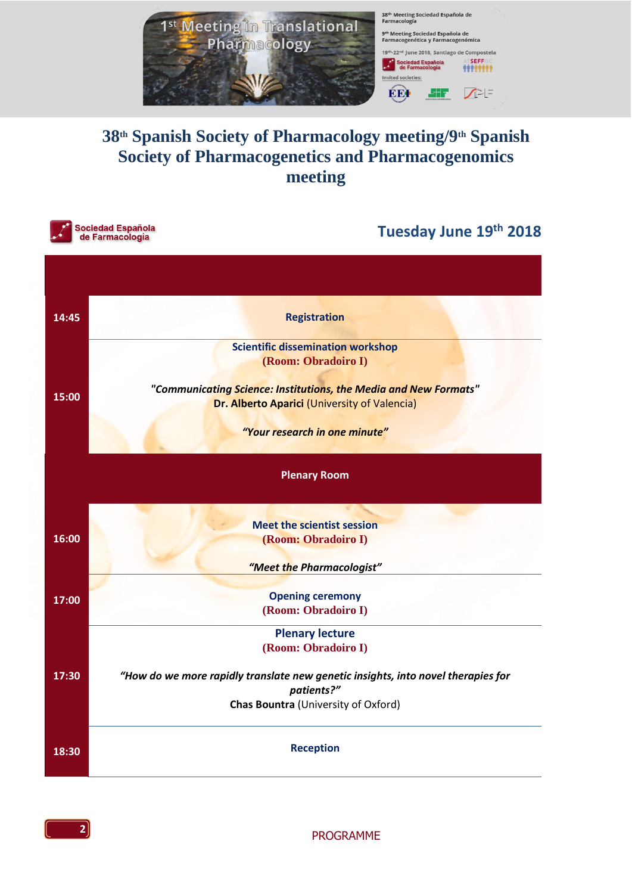# 38th Spanish Society of Pharmacology meeting/9th Spanish Society of Pharmacogenetics and Pharmacogenomics meeting

Sociedad Española de Farmacología

## Tuesday June 19th 2018

| | |
|---|---|
| 14:45 | **Registration** |
| 15:00 | **Scientific dissemination workshop**<br>**(Room: Obradoiro I)**<br><br>***"Communicating Science: Institutions, the Media and New Formats"***<br>**Dr. Alberto Aparici** (University of Valencia)<br><br>***"Your research in one minute"*** |
| | **Plenary Room** |
| 16:00 | **Meet the scientist session**<br>**(Room: Obradoiro I)**<br><br>***"Meet the Pharmacologist"*** |
| 17:00 | **Opening ceremony**<br>**(Room: Obradoiro I)** |
| 17:30 | **Plenary lecture**<br>**(Room: Obradoiro I)**<br><br>***"How do we more rapidly translate new genetic insights, into novel therapies for patients?"***<br>**Chas Bountra** (University of Oxford) |
| 18:30 | **Reception** |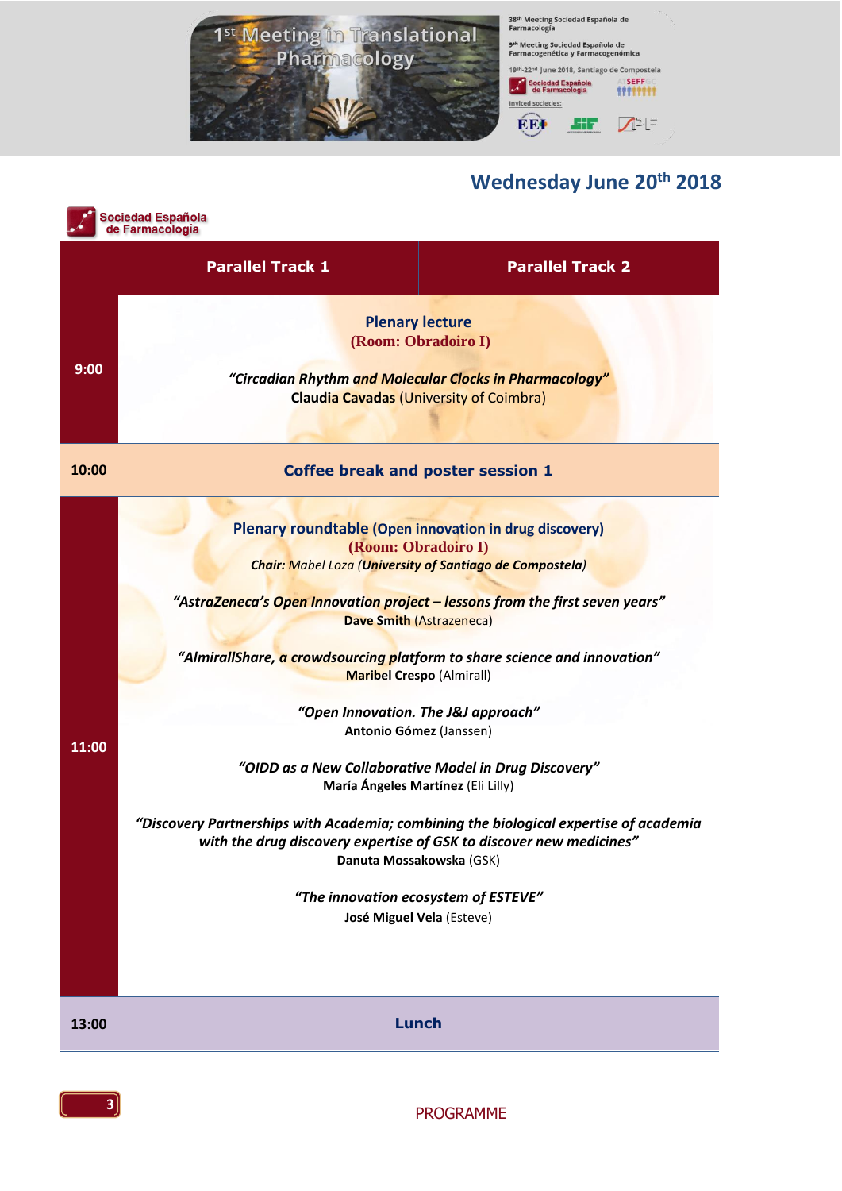## Wednesday June 20th 2018

Sociedad Española de Farmacología

| | Parallel Track 1 | Parallel Track 2 |
|---|---|---|
| 9:00 | **Plenary lecture** (Room: Obradoiro I)<br><br>*"Circadian Rhythm and Molecular Clocks in Pharmacology"*<br>**Claudia Cavadas** (University of Coimbra) | |
| 10:00 | **Coffee break and poster session 1** | |
| 11:00 | **Plenary roundtable** (Open innovation in drug discovery)<br>(Room: Obradoiro I)<br>*Chair: Mabel Loza (**University of Santiago de Compostela**)*<br><br>*"AstraZeneca's Open Innovation project – lessons from the first seven years"*<br>**Dave Smith** (Astrazeneca)<br><br>*"AlmirallShare, a crowdsourcing platform to share science and innovation"*<br>**Maribel Crespo** (Almirall)<br><br>*"Open Innovation. The J&J approach"*<br>**Antonio Gómez** (Janssen)<br><br>*"OIDD as a New Collaborative Model in Drug Discovery"*<br>**María Ángeles Martínez** (Eli Lilly)<br><br>*"Discovery Partnerships with Academia; combining the biological expertise of academia with the drug discovery expertise of GSK to discover new medicines"*<br>**Danuta Mossakowska** (GSK)<br><br>*"The innovation ecosystem of ESTEVE"*<br>**José Miguel Vela** (Esteve) | |
| 13:00 | **Lunch** | |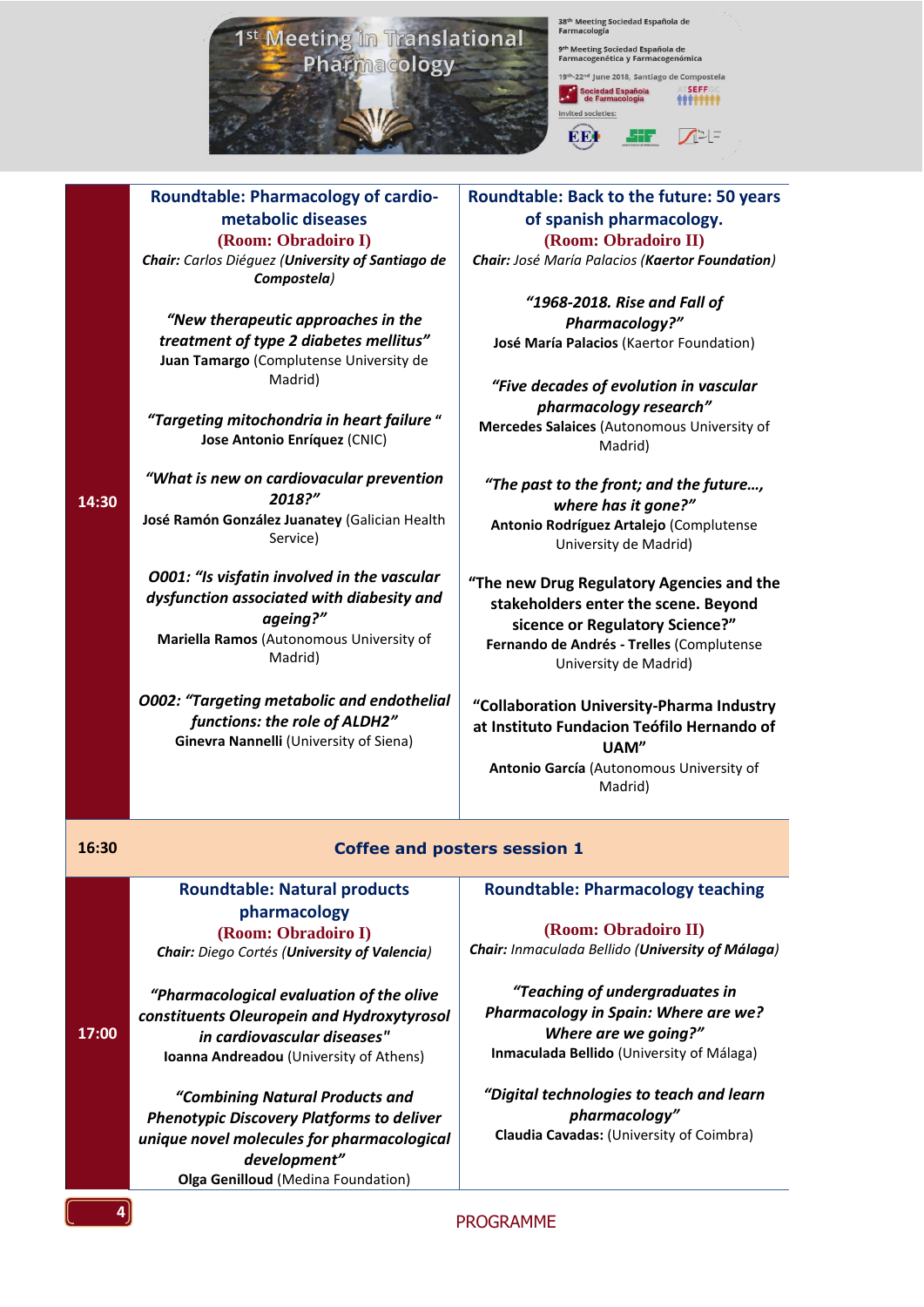## 14:30

### Roundtable: Pharmacology of cardio-metabolic diseases

**(Room: Obradoiro I)**

***Chair:*** *Carlos Diéguez* (***University of Santiago de Compostela***)

***"New therapeutic approaches in the treatment of type 2 diabetes mellitus"***
**Juan Tamargo** (Complutense University de Madrid)

***"Targeting mitochondria in heart failure "***
**Jose Antonio Enríquez** (CNIC)

***"What is new on cardiovacular prevention 2018?"***
**José Ramón González Juanatey** (Galician Health Service)

***O001: "Is visfatin involved in the vascular dysfunction associated with diabesity and ageing?"***
**Mariella Ramos** (Autonomous University of Madrid)

***O002: "Targeting metabolic and endothelial functions: the role of ALDH2"***
**Ginevra Nannelli** (University of Siena)

### Roundtable: Back to the future: 50 years of spanish pharmacology.

**(Room: Obradoiro II)**

***Chair:*** *José María Palacios* (***Kaertor Foundation***)

***"1968-2018. Rise and Fall of Pharmacology?"***
**José María Palacios** (Kaertor Foundation)

***"Five decades of evolution in vascular pharmacology research"***
**Mercedes Salaices** (Autonomous University of Madrid)

***"The past to the front; and the future…, where has it gone?"***
**Antonio Rodríguez Artalejo** (Complutense University de Madrid)

**"The new Drug Regulatory Agencies and the stakeholders enter the scene. Beyond sicence or Regulatory Science?"**
**Fernando de Andrés - Trelles** (Complutense University de Madrid)

**"Collaboration University-Pharma Industry at Instituto Fundacion Teófilo Hernando of UAM"**
**Antonio García** (Autonomous University of Madrid)

## 16:30

### Coffee and posters session 1

## 17:00

### Roundtable: Natural products pharmacology

**(Room: Obradoiro I)**

***Chair:*** *Diego Cortés* (***University of Valencia***)

***"Pharmacological evaluation of the olive constituents Oleuropein and Hydroxytyrosol in cardiovascular diseases"***
**Ioanna Andreadou** (University of Athens)

***"Combining Natural Products and Phenotypic Discovery Platforms to deliver unique novel molecules for pharmacological development"***
**Olga Genilloud** (Medina Foundation)

### Roundtable: Pharmacology teaching

**(Room: Obradoiro II)**

***Chair:*** *Inmaculada Bellido* (***University of Málaga***)

***"Teaching of undergraduates in Pharmacology in Spain: Where are we? Where are we going?"***
**Inmaculada Bellido** (University of Málaga)

***"Digital technologies to teach and learn pharmacology"***
**Claudia Cavadas:** (University of Coimbra)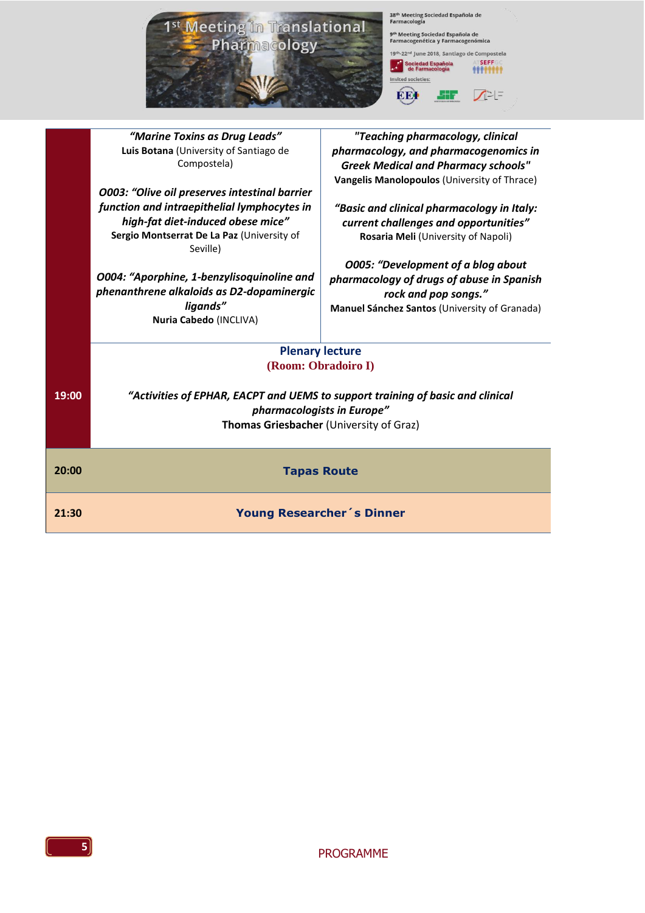| | | |
|---|---|---|
| | *"Marine Toxins as Drug Leads"* **Luis Botana** (University of Santiago de Compostela)<br><br>*O003: "Olive oil preserves intestinal barrier function and intraepithelial lymphocytes in high-fat diet-induced obese mice"* **Sergio Montserrat De La Paz** (University of Seville)<br><br>*O004: "Aporphine, 1-benzylisoquinoline and phenanthrene alkaloids as D2-dopaminergic ligands"* **Nuria Cabedo** (INCLIVA) | *"Teaching pharmacology, clinical pharmacology, and pharmacogenomics in Greek Medical and Pharmacy schools"* **Vangelis Manolopoulos** (University of Thrace)<br><br>*"Basic and clinical pharmacology in Italy: current challenges and opportunities"* **Rosaria Meli** (University of Napoli)<br><br>*O005: "Development of a blog about pharmacology of drugs of abuse in Spanish rock and pop songs."* **Manuel Sánchez Santos** (University of Granada) |
| 19:00 | **Plenary lecture**<br>**(Room: Obradoiro I)**<br><br>*"Activities of EPHAR, EACPT and UEMS to support training of basic and clinical pharmacologists in Europe"* **Thomas Griesbacher** (University of Graz) | |
| 20:00 | **Tapas Route** | |
| 21:30 | **Young Researcher´s Dinner** | |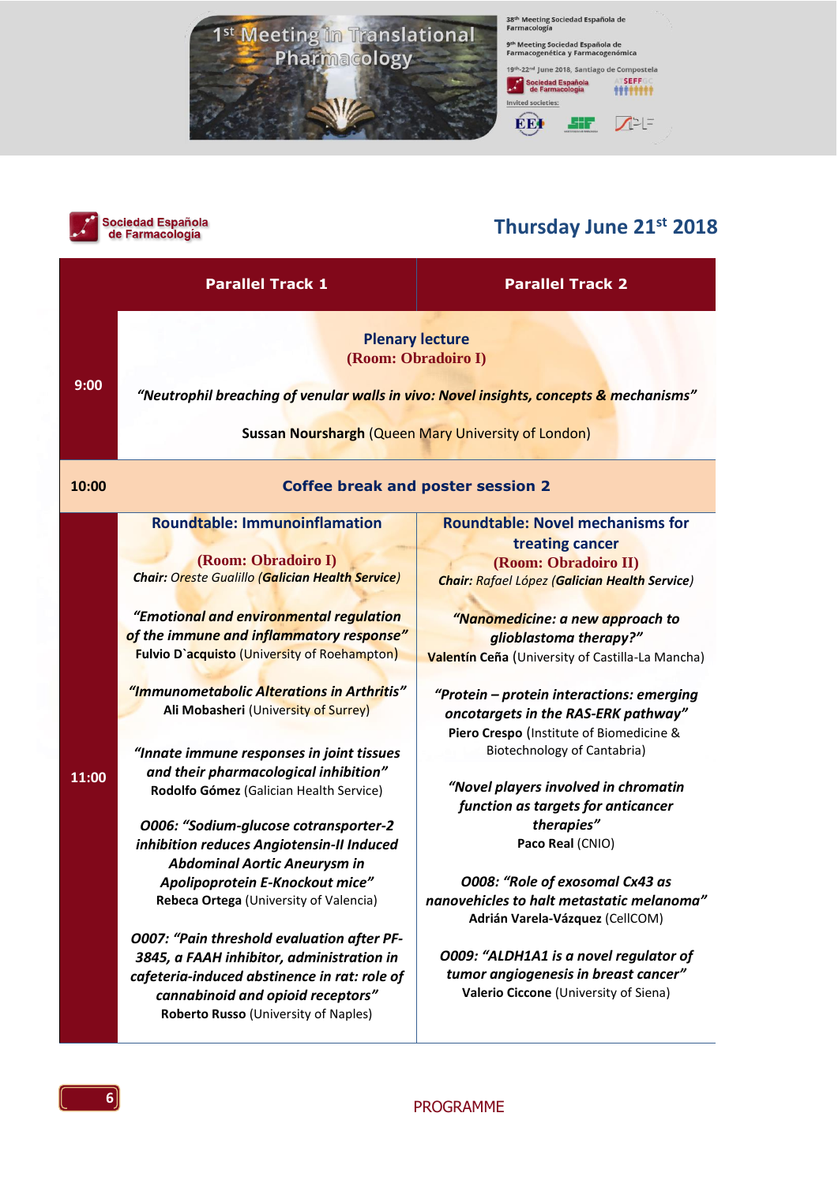Sociedad Española de Farmacología

## Thursday June 21st 2018

| | Parallel Track 1 | Parallel Track 2 |
|---|---|---|
| 9:00 | **Plenary lecture**<br>**(Room: Obradoiro I)**<br>***"Neutrophil breaching of venular walls in vivo: Novel insights, concepts & mechanisms"***<br>**Sussan Nourshargh** (Queen Mary University of London) | |
| 10:00 | **Coffee break and poster session 2** | |
| 11:00 | **Roundtable: Immunoinflamation**<br>**(Room: Obradoiro I)**<br>***Chair:*** *Oreste Gualillo (**Galician Health Service**)*<br><br>***"Emotional and environmental regulation of the immune and inflammatory response"***<br>**Fulvio D`acquisto** (University of Roehampton)<br><br>***"Immunometabolic Alterations in Arthritis"***<br>**Ali Mobasheri** (University of Surrey)<br><br>***"Innate immune responses in joint tissues and their pharmacological inhibition"***<br>**Rodolfo Gómez** (Galician Health Service)<br><br>***O006: "Sodium-glucose cotransporter-2 inhibition reduces Angiotensin-II Induced Abdominal Aortic Aneurysm in Apolipoprotein E-Knockout mice"***<br>**Rebeca Ortega** (University of Valencia)<br><br>***O007: "Pain threshold evaluation after PF-3845, a FAAH inhibitor, administration in cafeteria-induced abstinence in rat: role of cannabinoid and opioid receptors"***<br>**Roberto Russo** (University of Naples) | **Roundtable: Novel mechanisms for treating cancer**<br>**(Room: Obradoiro II)**<br>***Chair:*** *Rafael López (**Galician Health Service**)*<br><br>***"Nanomedicine: a new approach to glioblastoma therapy?"***<br>**Valentín Ceña** (University of Castilla-La Mancha)<br><br>***"Protein – protein interactions: emerging oncotargets in the RAS-ERK pathway"***<br>**Piero Crespo** (Institute of Biomedicine & Biotechnology of Cantabria)<br><br>***"Novel players involved in chromatin function as targets for anticancer therapies"***<br>**Paco Real** (CNIO)<br><br>***O008: "Role of exosomal Cx43 as nanovehicles to halt metastatic melanoma"***<br>**Adrián Varela-Vázquez** (CellCOM)<br><br>***O009: "ALDH1A1 is a novel regulator of tumor angiogenesis in breast cancer"***<br>**Valerio Ciccone** (University of Siena) |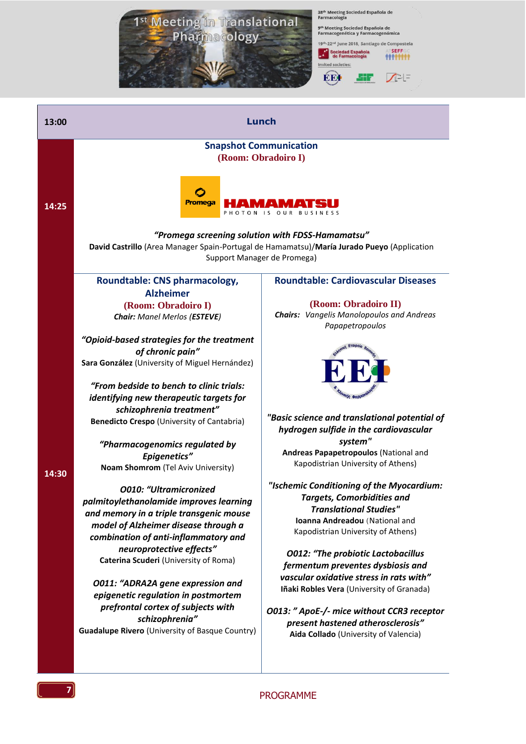**13:00** — **Lunch**

**14:25**

## Snapshot Communication
**(Room: Obradoiro I)**

Promega HAMAMATSU PHOTON IS OUR BUSINESS

***"Promega screening solution with FDSS-Hamamatsu"***
**David Castrillo** (Area Manager Spain-Portugal de Hamamatsu)/**María Jurado Pueyo** (Application Support Manager de Promega)

**14:30**

## Roundtable: CNS pharmacology, Alzheimer
**(Room: Obradoiro I)**
***Chair:*** *Manel Merlos (**ESTEVE**)*

***"Opioid-based strategies for the treatment of chronic pain"***
**Sara González** (University of Miguel Hernández)

***"From bedside to bench to clinic trials: identifying new therapeutic targets for schizophrenia treatment"***
**Benedicto Crespo** (University of Cantabria)

***"Pharmacogenomics regulated by Epigenetics"***
**Noam Shomron** (Tel Aviv University)

***O010: "Ultramicronized palmitoylethanolamide improves learning and memory in a triple transgenic mouse model of Alzheimer disease through a combination of anti-inflammatory and neuroprotective effects"***
**Caterina Scuderi** (University of Roma)

***O011: "ADRA2A gene expression and epigenetic regulation in postmortem prefrontal cortex of subjects with schizophrenia"***
**Guadalupe Rivero** (University of Basque Country)

## Roundtable: Cardiovascular Diseases
**(Room: Obradoiro II)**
***Chairs:*** *Vangelis Manolopoulos and Andreas Papapetropoulos*

***"Basic science and translational potential of hydrogen sulfide in the cardiovascular system"***
**Andreas Papapetropoulos** (National and Kapodistrian University of Athens)

***"Ischemic Conditioning of the Myocardium: Targets, Comorbidities and Translational Studies"***
**Ioanna Andreadou** (National and Kapodistrian University of Athens)

***O012: "The probiotic Lactobacillus fermentum preventes dysbiosis and vascular oxidative stress in rats with"***
**Iñaki Robles Vera** (University of Granada)

***O013: " ApoE-/- mice without CCR3 receptor present hastened atherosclerosis"***
**Aida Collado** (University of Valencia)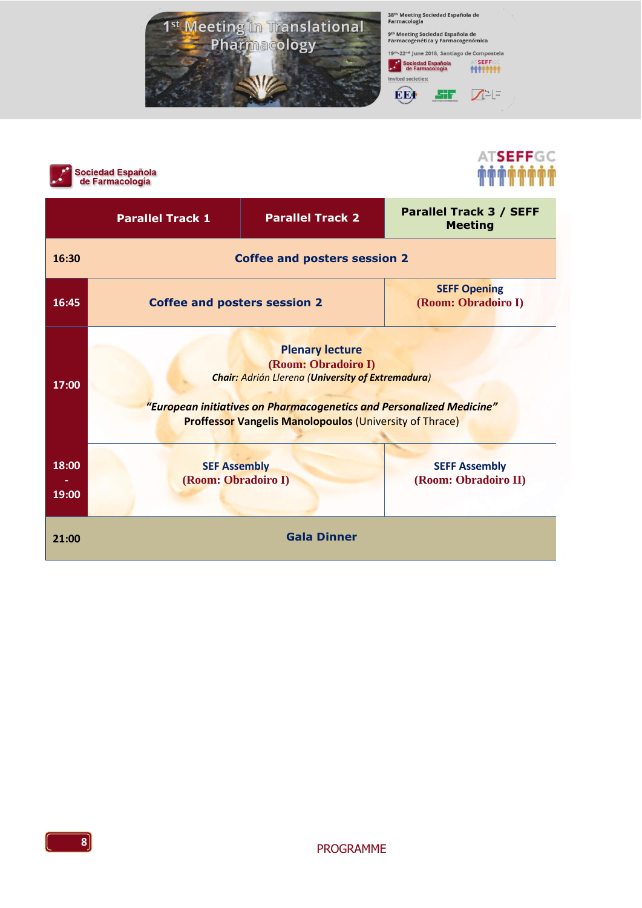| | Parallel Track 1 | Parallel Track 2 | Parallel Track 3 / SEFF Meeting |
|---|---|---|---|
| 16:30 | **Coffee and posters session 2** | | |
| 16:45 | **Coffee and posters session 2** | | SEFF Opening (Room: Obradoiro I) |
| 17:00 | **Plenary lecture** (Room: Obradoiro I) ***Chair:*** *Adrián Llerena (**University of Extremadura**)* ***"European initiatives on Pharmacogenetics and Personalized Medicine"*** **Proffessor Vangelis Manolopoulos** (University of Thrace) | | |
| 18:00 - 19:00 | SEF Assembly (Room: Obradoiro I) | | SEFF Assembly (Room: Obradoiro II) |
| 21:00 | **Gala Dinner** | | |

PROGRAMME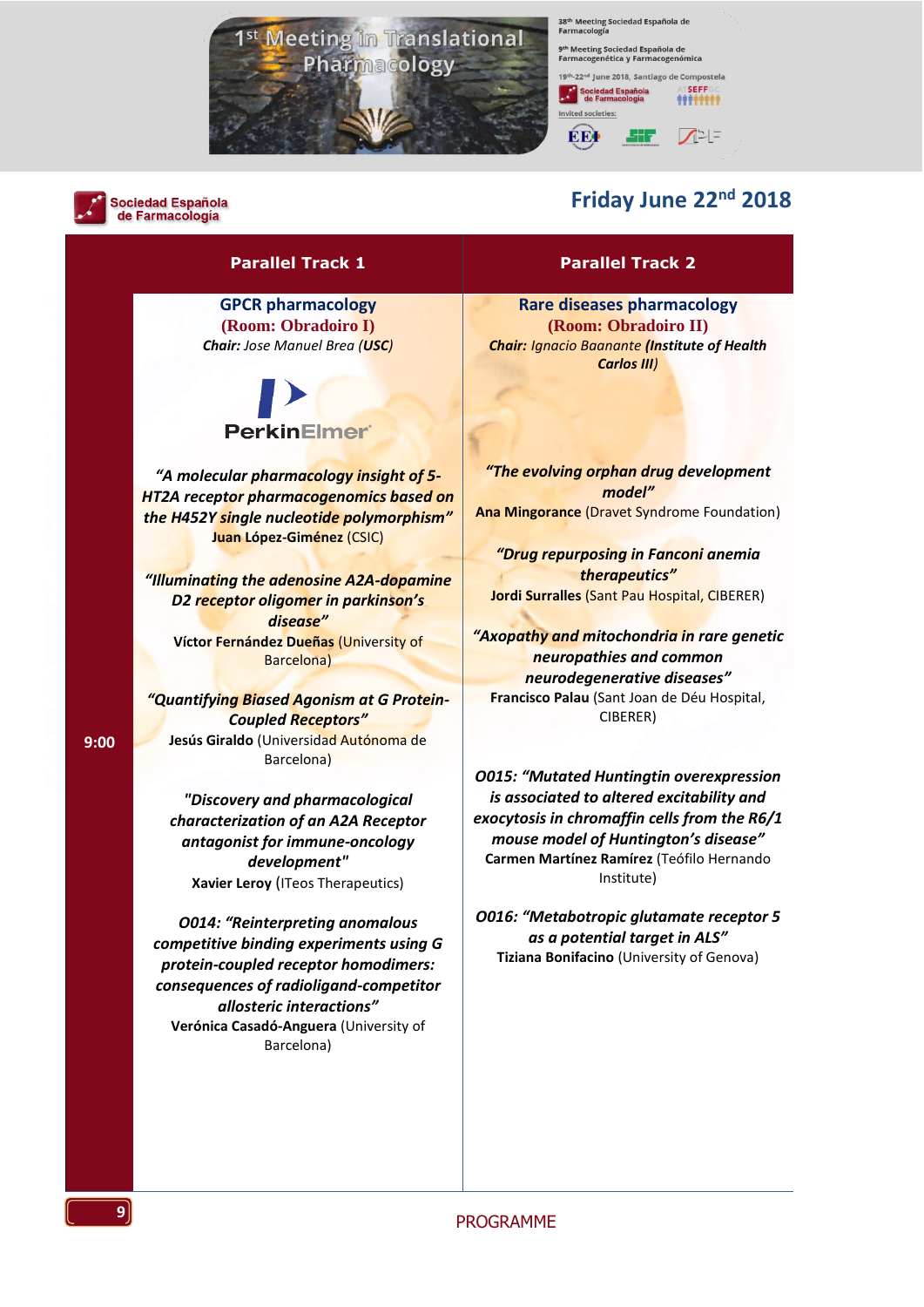## Friday June 22nd 2018

**9:00**

### Parallel Track 1

**GPCR pharmacology**
**(Room: Obradoiro I)**
***Chair:*** *Jose Manuel Brea* ***(USC)***

PerkinElmer

***"A molecular pharmacology insight of 5-HT2A receptor pharmacogenomics based on the H452Y single nucleotide polymorphism"***
**Juan López-Giménez** (CSIC)

***"Illuminating the adenosine A2A-dopamine D2 receptor oligomer in parkinson's disease"***
**Víctor Fernández Dueñas** (University of Barcelona)

***"Quantifying Biased Agonism at G Protein-Coupled Receptors"***
**Jesús Giraldo** (Universidad Autónoma de Barcelona)

***"Discovery and pharmacological characterization of an A2A Receptor antagonist for immune-oncology development"***
**Xavier Leroy** (ITeos Therapeutics)

***O014: "Reinterpreting anomalous competitive binding experiments using G protein-coupled receptor homodimers: consequences of radioligand-competitor allosteric interactions"***
**Verónica Casadó-Anguera** (University of Barcelona)

### Parallel Track 2

**Rare diseases pharmacology**
**(Room: Obradoiro II)**
***Chair:*** *Ignacio Baanante* ***(Institute of Health Carlos III)***

***"The evolving orphan drug development model"***
**Ana Mingorance** (Dravet Syndrome Foundation)

***"Drug repurposing in Fanconi anemia therapeutics"***
**Jordi Surralles** (Sant Pau Hospital, CIBERER)

***"Axopathy and mitochondria in rare genetic neuropathies and common neurodegenerative diseases"***
**Francisco Palau** (Sant Joan de Déu Hospital, CIBERER)

***O015: "Mutated Huntingtin overexpression is associated to altered excitability and exocytosis in chromaffin cells from the R6/1 mouse model of Huntington's disease"***
**Carmen Martínez Ramírez** (Teófilo Hernando Institute)

***O016: "Metabotropic glutamate receptor 5 as a potential target in ALS"***
**Tiziana Bonifacino** (University of Genova)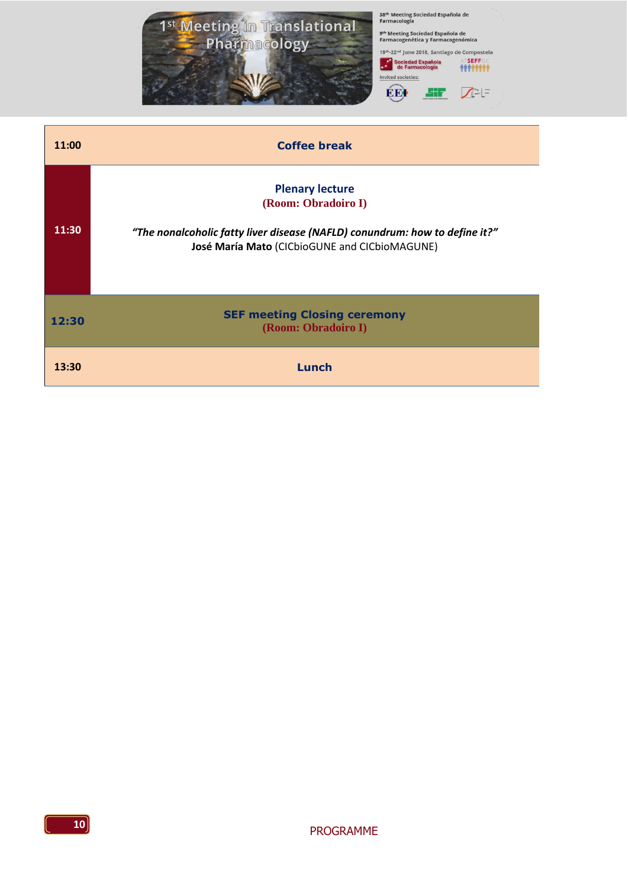| Time | Session |
|---|---|
| 11:00 | **Coffee break** |
| 11:30 | **Plenary lecture**<br>**(Room: Obradoiro I)**<br><br>***"The nonalcoholic fatty liver disease (NAFLD) conundrum: how to define it?"***<br>**José María Mato** (CICbioGUNE and CICbioMAGUNE) |
| 12:30 | **SEF meeting Closing ceremony**<br>**(Room: Obradoiro I)** |
| 13:30 | **Lunch** |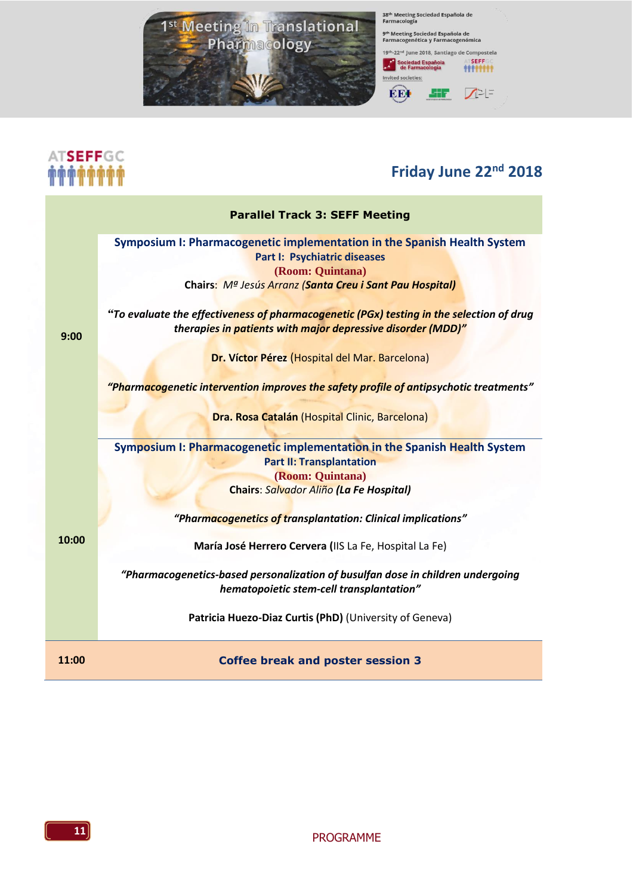ATSEFFGC

## Friday June 22nd 2018

| | Parallel Track 3: SEFF Meeting |
|---|---|
| 9:00 | **Symposium I: Pharmacogenetic implementation in the Spanish Health System**<br>**Part I: Psychiatric diseases**<br>**(Room: Quintana)**<br>**Chairs**: *Mª Jesús Arranz (**Santa Creu i Sant Pau Hospital)***<br><br>***"To evaluate the effectiveness of pharmacogenetic (PGx) testing in the selection of drug therapies in patients with major depressive disorder (MDD)"***<br><br>**Dr. Víctor Pérez** (Hospital del Mar. Barcelona)<br><br>***"Pharmacogenetic intervention improves the safety profile of antipsychotic treatments"***<br><br>**Dra. Rosa Catalán** (Hospital Clinic, Barcelona) |
| 10:00 | **Symposium I: Pharmacogenetic implementation in the Spanish Health System**<br>**Part II: Transplantation**<br>**(Room: Quintana)**<br>**Chairs**: *Salvador Aliño **(La Fe Hospital)***<br><br>***"Pharmacogenetics of transplantation: Clinical implications"***<br><br>**María José Herrero Cervera (**IIS La Fe, Hospital La Fe)<br><br>***"Pharmacogenetics-based personalization of busulfan dose in children undergoing hematopoietic stem-cell transplantation"***<br><br>**Patricia Huezo-Diaz Curtis (PhD)** (University of Geneva) |
| 11:00 | **Coffee break and poster session 3** |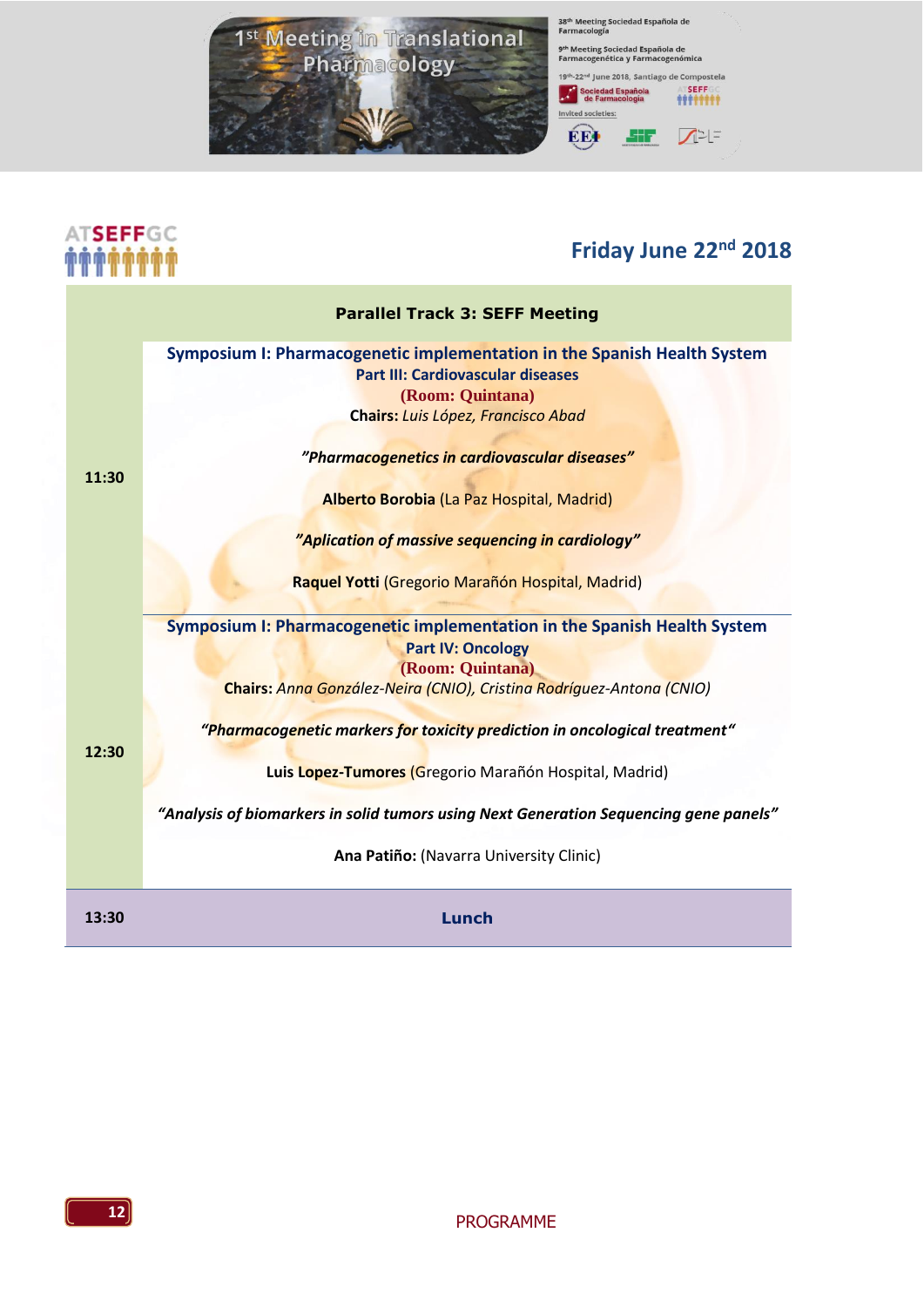## Friday June 22nd 2018

| | Parallel Track 3: SEFF Meeting |
|---|---|
| 11:30 | **Symposium I: Pharmacogenetic implementation in the Spanish Health System**<br>**Part III: Cardiovascular diseases**<br>**(Room: Quintana)**<br>**Chairs:** *Luis López, Francisco Abad*<br><br>***"Pharmacogenetics in cardiovascular diseases"***<br><br>**Alberto Borobia** (La Paz Hospital, Madrid)<br><br>***"Aplication of massive sequencing in cardiology"***<br><br>**Raquel Yotti** (Gregorio Marañón Hospital, Madrid) |
| 12:30 | **Symposium I: Pharmacogenetic implementation in the Spanish Health System**<br>**Part IV: Oncology**<br>**(Room: Quintana)**<br>**Chairs:** *Anna González-Neira (CNIO), Cristina Rodríguez-Antona (CNIO)*<br><br>***"Pharmacogenetic markers for toxicity prediction in oncological treatment"***<br><br>**Luis Lopez-Tumores** (Gregorio Marañón Hospital, Madrid)<br><br>***"Analysis of biomarkers in solid tumors using Next Generation Sequencing gene panels"***<br><br>**Ana Patiño:** (Navarra University Clinic) |
| 13:30 | **Lunch** |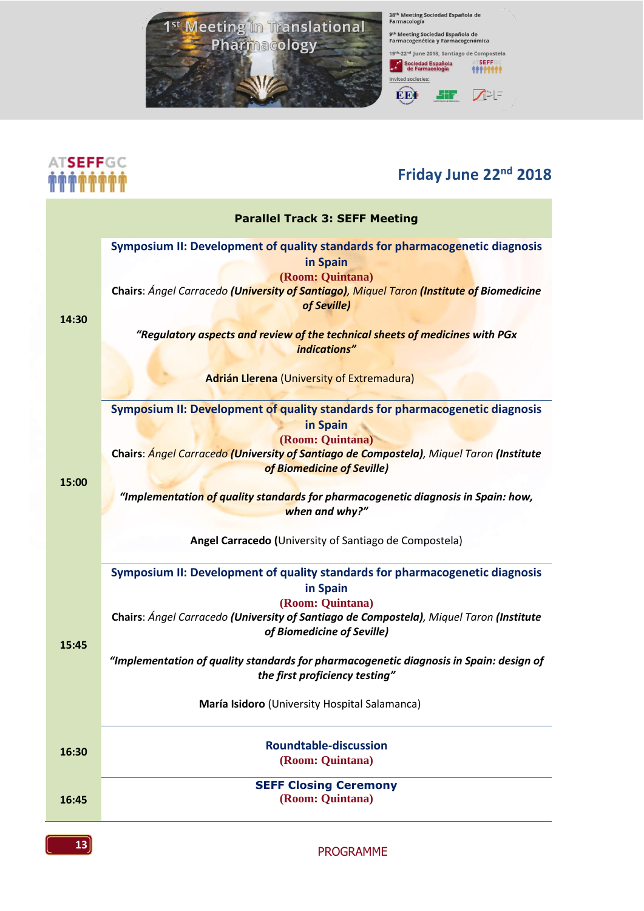## Friday June 22nd 2018

| | Parallel Track 3: SEFF Meeting |
|---|---|
| 14:30 | **Symposium II: Development of quality standards for pharmacogenetic diagnosis in Spain**<br>**(Room: Quintana)**<br>**Chairs**: *Ángel Carracedo* ***(University of Santiago)****, Miquel Taron* ***(Institute of Biomedicine of Seville)***<br><br>***"Regulatory aspects and review of the technical sheets of medicines with PGx indications"***<br><br>**Adrián Llerena** (University of Extremadura) |
| 15:00 | **Symposium II: Development of quality standards for pharmacogenetic diagnosis in Spain**<br>**(Room: Quintana)**<br>**Chairs**: *Ángel Carracedo* ***(University of Santiago de Compostela)****, Miquel Taron* ***(Institute of Biomedicine of Seville)***<br><br>***"Implementation of quality standards for pharmacogenetic diagnosis in Spain: how, when and why?"***<br><br>**Angel Carracedo (**University of Santiago de Compostela) |
| 15:45 | **Symposium II: Development of quality standards for pharmacogenetic diagnosis in Spain**<br>**(Room: Quintana)**<br>**Chairs**: *Ángel Carracedo* ***(University of Santiago de Compostela)****, Miquel Taron* ***(Institute of Biomedicine of Seville)***<br><br>***"Implementation of quality standards for pharmacogenetic diagnosis in Spain: design of the first proficiency testing"***<br><br>**María Isidoro** (University Hospital Salamanca) |
| 16:30 | **Roundtable-discussion**<br>**(Room: Quintana)** |
| 16:45 | **SEFF Closing Ceremony**<br>**(Room: Quintana)** |

PROGRAMME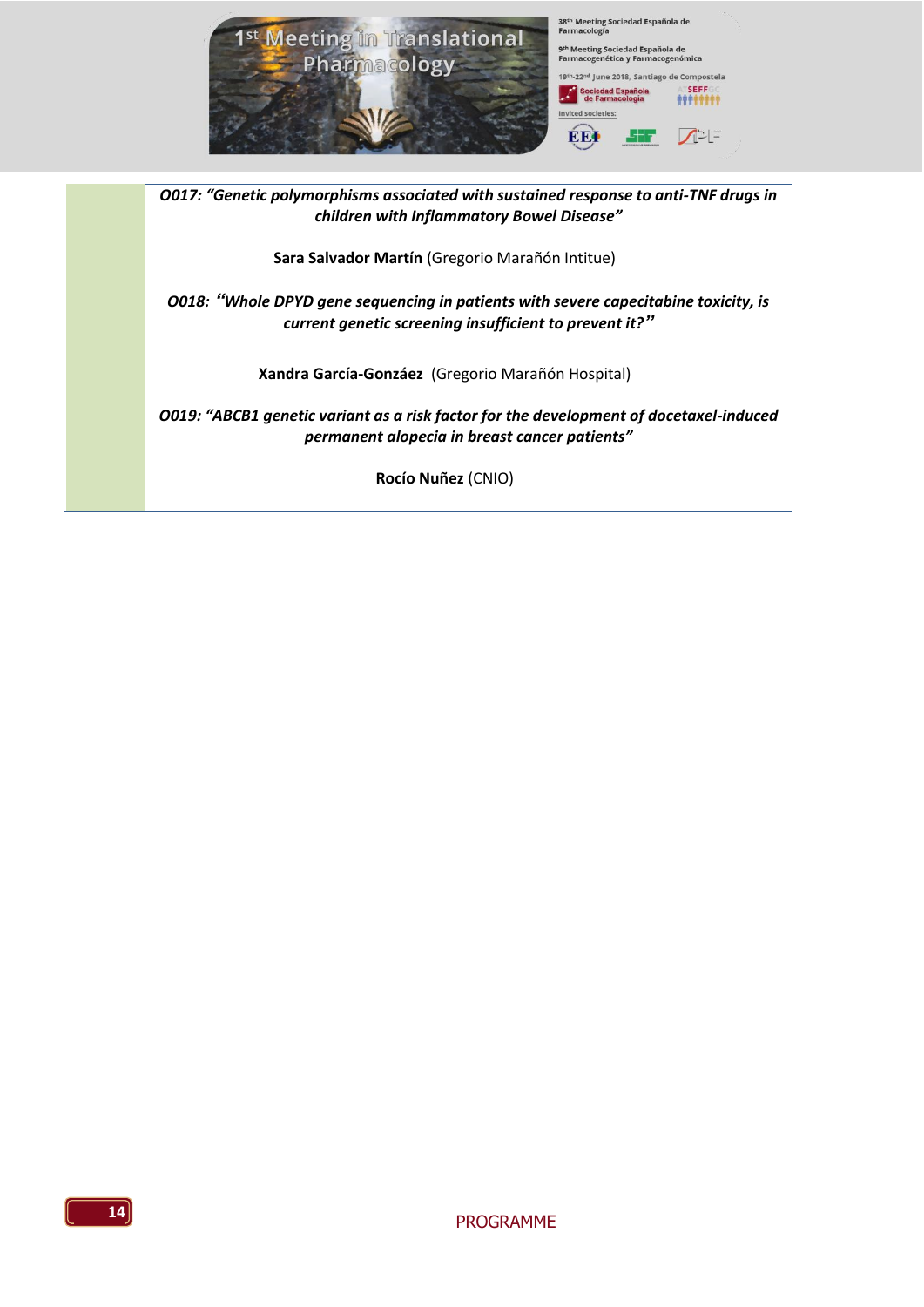***O017: "Genetic polymorphisms associated with sustained response to anti-TNF drugs in children with Inflammatory Bowel Disease"***

**Sara Salvador Martín** (Gregorio Marañón Intitue)

***O018: "Whole DPYD gene sequencing in patients with severe capecitabine toxicity, is current genetic screening insufficient to prevent it?"***

**Xandra García-Gonzáez** (Gregorio Marañón Hospital)

***O019: "ABCB1 genetic variant as a risk factor for the development of docetaxel-induced permanent alopecia in breast cancer patients"***

**Rocío Nuñez** (CNIO)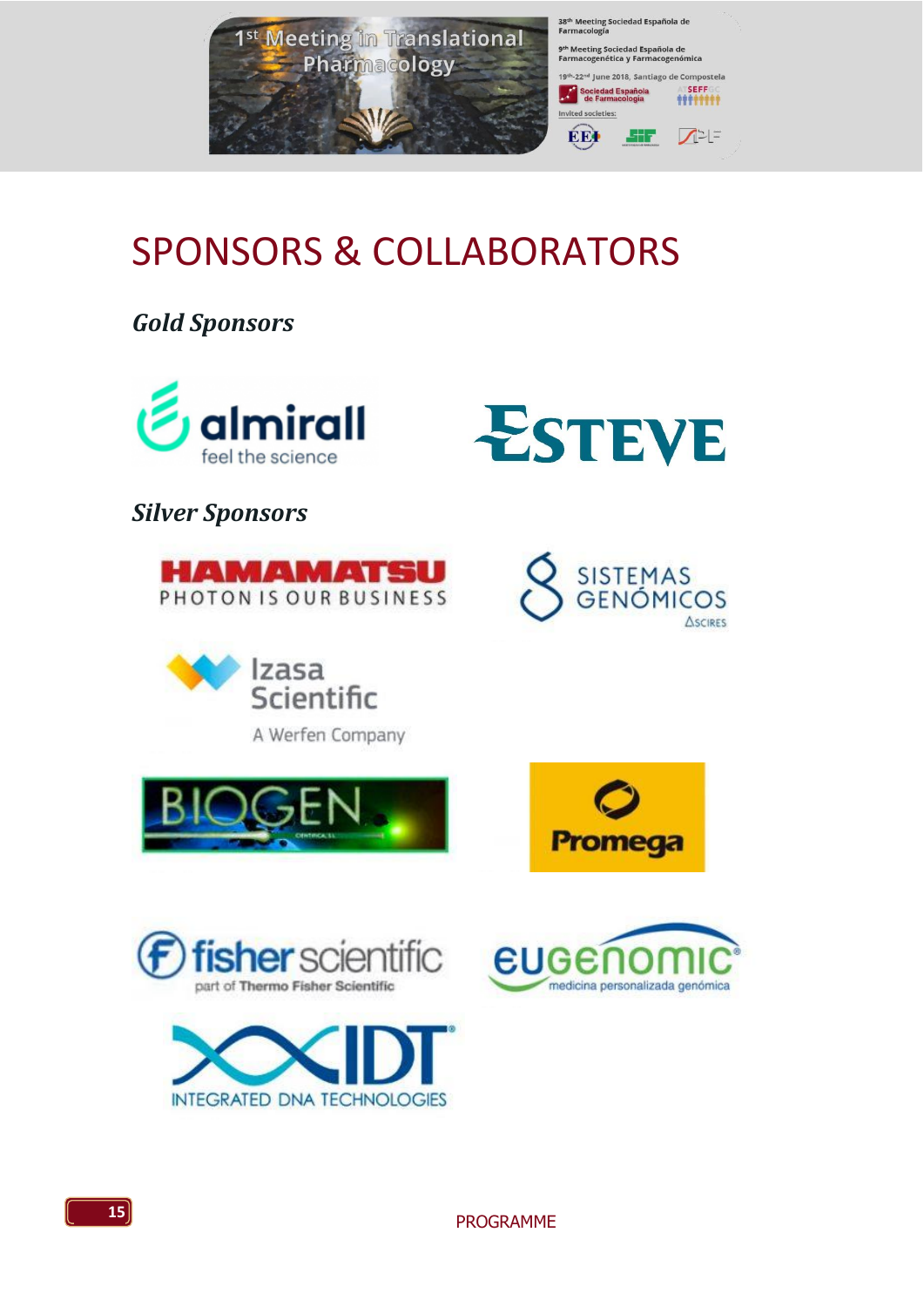# SPONSORS & COLLABORATORS

### *Gold Sponsors*

almirall
feel the science

ESTEVE

### *Silver Sponsors*

HAMAMATSU
PHOTON IS OUR BUSINESS

SISTEMAS GENÓMICOS
ASCIRES

Izasa Scientific
A Werfen Company

BIOGEN

Promega

fisher scientific
part of Thermo Fisher Scientific

eugenomic
medicina personalizada genómica

IDT
INTEGRATED DNA TECHNOLOGIES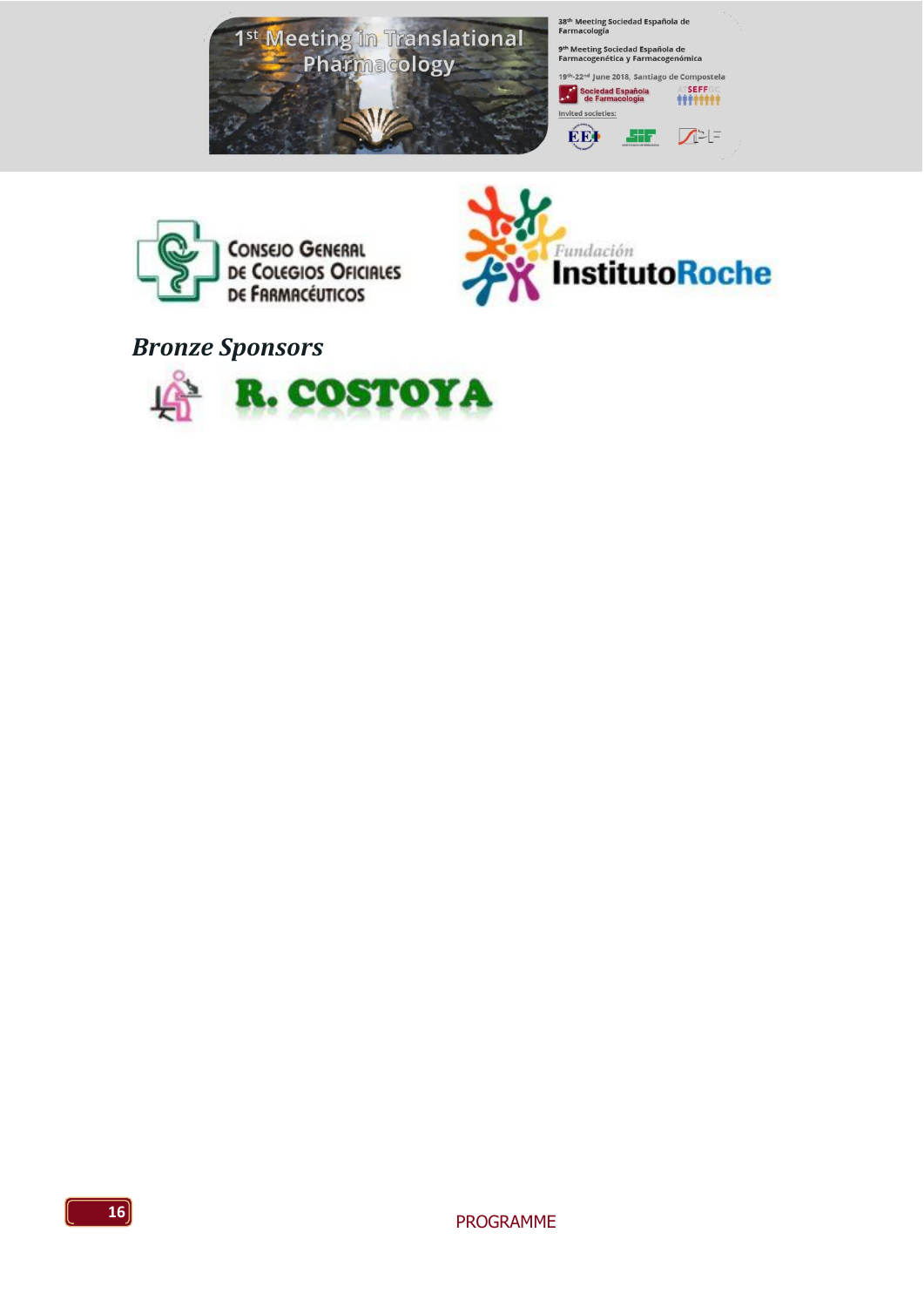Consejo General de Colegios Oficiales de Farmacéuticos

Fundación InstitutoRoche

## *Bronze Sponsors*

R. COSTOYA